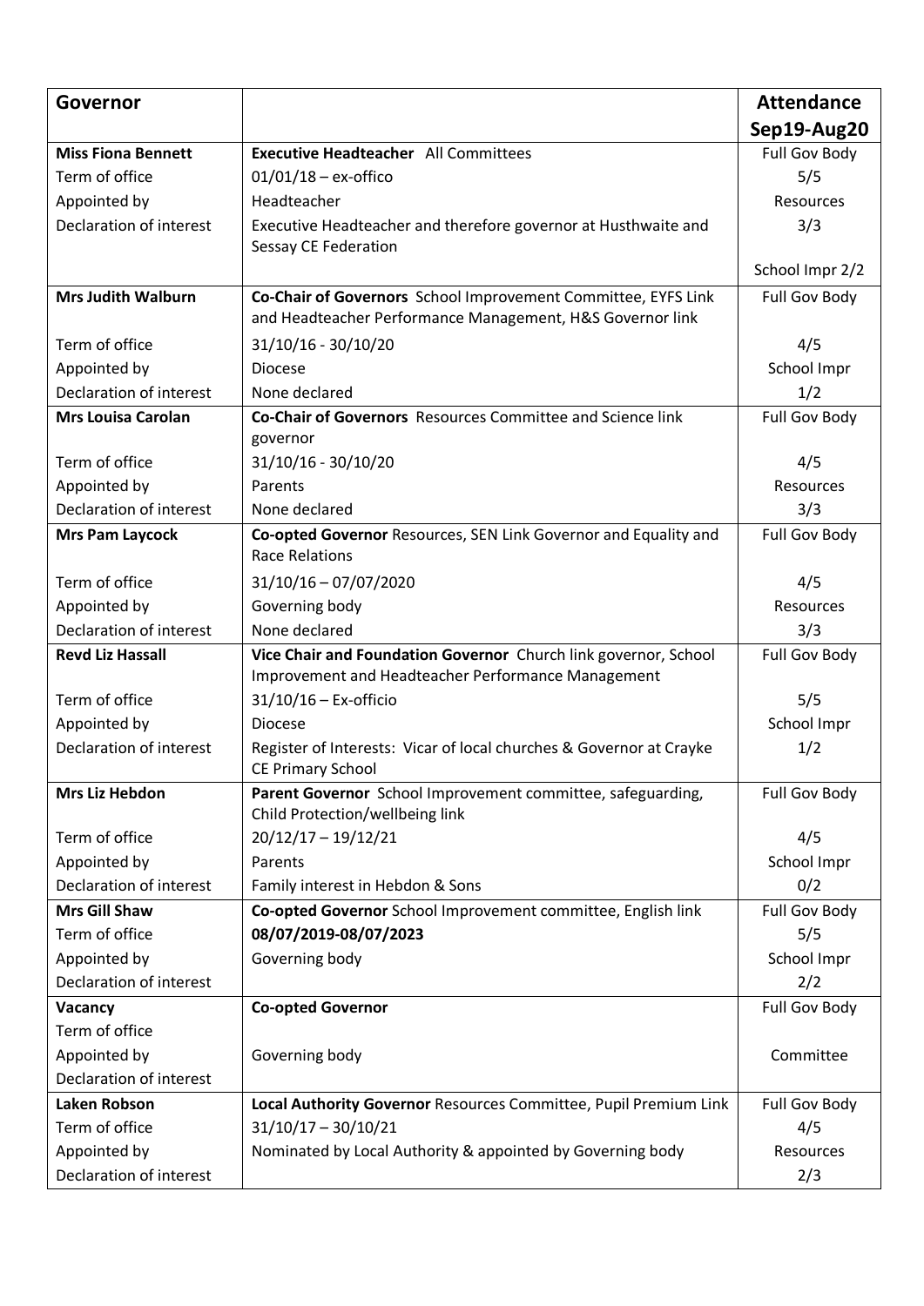| Governor | | Attendance Sep19-Aug20 |
|---|---|---|
| **Miss Fiona Bennett** | **Executive Headteacher** All Committees | Full Gov Body |
| Term of office | 01/01/18 – ex-offico | 5/5 |
| Appointed by | Headteacher | Resources |
| Declaration of interest | Executive Headteacher and therefore governor at Husthwaite and Sessay CE Federation | 3/3 |
| | | School Impr 2/2 |
| **Mrs Judith Walburn** | **Co-Chair of Governors** School Improvement Committee, EYFS Link and Headteacher Performance Management, H&S Governor link | Full Gov Body |
| Term of office | 31/10/16 - 30/10/20 | 4/5 |
| Appointed by | Diocese | School Impr |
| Declaration of interest | None declared | 1/2 |
| **Mrs Louisa Carolan** | **Co-Chair of Governors** Resources Committee and Science link governor | Full Gov Body |
| Term of office | 31/10/16 - 30/10/20 | 4/5 |
| Appointed by | Parents | Resources |
| Declaration of interest | None declared | 3/3 |
| **Mrs Pam Laycock** | **Co-opted Governor** Resources, SEN Link Governor and Equality and Race Relations | Full Gov Body |
| Term of office | 31/10/16 – 07/07/2020 | 4/5 |
| Appointed by | Governing body | Resources |
| Declaration of interest | None declared | 3/3 |
| **Revd Liz Hassall** | **Vice Chair and Foundation Governor** Church link governor, School Improvement and Headteacher Performance Management | Full Gov Body |
| Term of office | 31/10/16 – Ex-officio | 5/5 |
| Appointed by | Diocese | School Impr |
| Declaration of interest | Register of Interests: Vicar of local churches & Governor at Crayke CE Primary School | 1/2 |
| **Mrs Liz Hebdon** | **Parent Governor** School Improvement committee, safeguarding, Child Protection/wellbeing link | Full Gov Body |
| Term of office | 20/12/17 – 19/12/21 | 4/5 |
| Appointed by | Parents | School Impr |
| Declaration of interest | Family interest in Hebdon & Sons | 0/2 |
| **Mrs Gill Shaw** | **Co-opted Governor** School Improvement committee, English link | Full Gov Body |
| Term of office | **08/07/2019-08/07/2023** | 5/5 |
| Appointed by | Governing body | School Impr |
| Declaration of interest | | 2/2 |
| **Vacancy** | **Co-opted Governor** | Full Gov Body |
| Term of office | | |
| Appointed by | Governing body | Committee |
| Declaration of interest | | |
| **Laken Robson** | **Local Authority Governor** Resources Committee, Pupil Premium Link | Full Gov Body |
| Term of office | 31/10/17 – 30/10/21 | 4/5 |
| Appointed by | Nominated by Local Authority & appointed by Governing body | Resources |
| Declaration of interest | | 2/3 |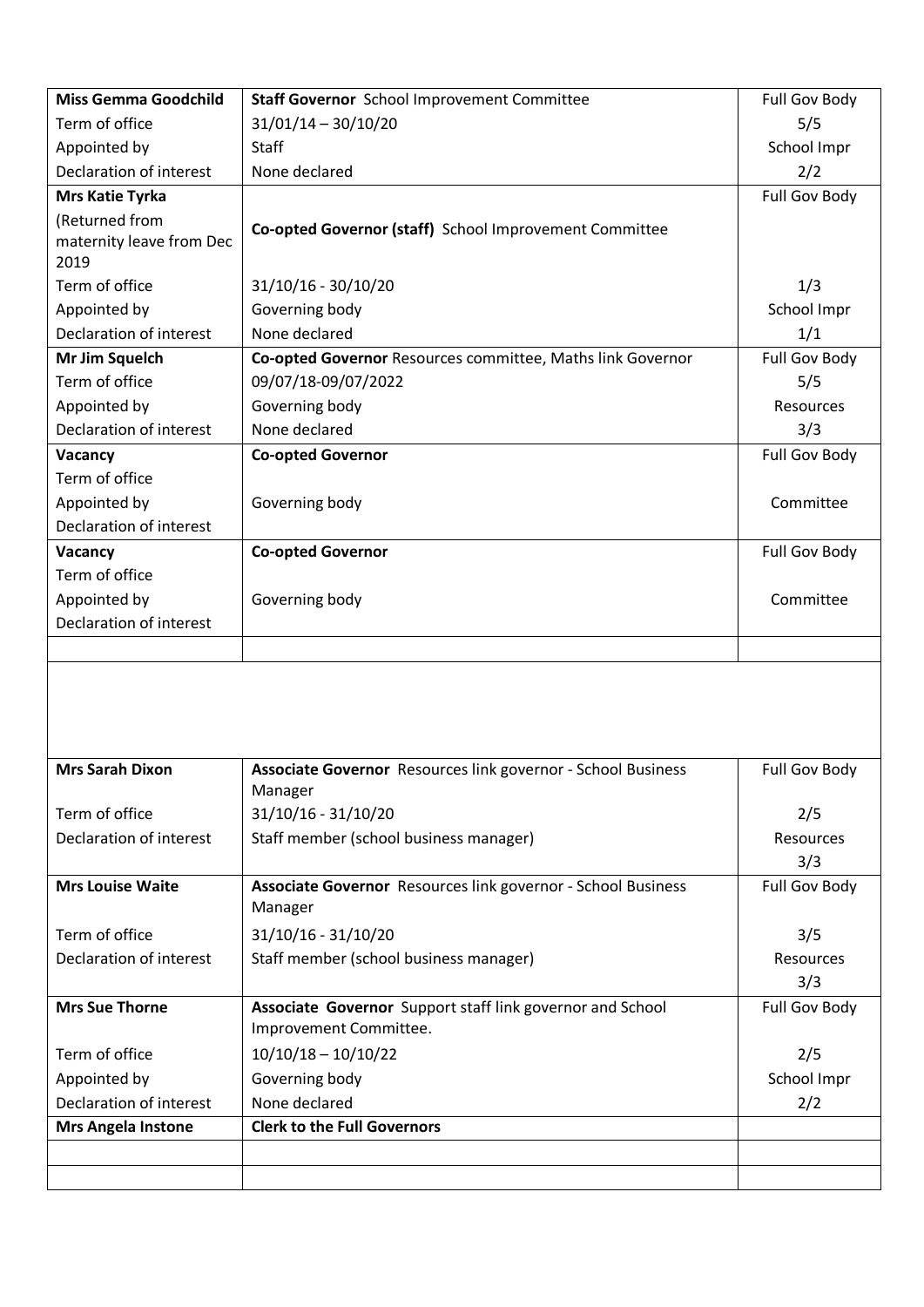| | | |
|---|---|---|
| **Miss Gemma Goodchild** | **Staff Governor** School Improvement Committee | Full Gov Body |
| Term of office | 31/01/14 – 30/10/20 | 5/5 |
| Appointed by | Staff | School Impr |
| Declaration of interest | None declared | 2/2 |
| **Mrs Katie Tyrka** | | Full Gov Body |
| (Returned from maternity leave from Dec 2019 | **Co-opted Governor (staff)** School Improvement Committee | |
| Term of office | 31/10/16 - 30/10/20 | 1/3 |
| Appointed by | Governing body | School Impr |
| Declaration of interest | None declared | 1/1 |
| **Mr Jim Squelch** | **Co-opted Governor** Resources committee, Maths link Governor | Full Gov Body |
| Term of office | 09/07/18-09/07/2022 | 5/5 |
| Appointed by | Governing body | Resources |
| Declaration of interest | None declared | 3/3 |
| **Vacancy** | **Co-opted Governor** | Full Gov Body |
| Term of office | | |
| Appointed by | Governing body | Committee |
| Declaration of interest | | |
| **Vacancy** | **Co-opted Governor** | Full Gov Body |
| Term of office | | |
| Appointed by | Governing body | Committee |
| Declaration of interest | | |
| | | |

| | | |
|---|---|---|
| **Mrs Sarah Dixon** | **Associate Governor** Resources link governor - School Business Manager | Full Gov Body |
| Term of office | 31/10/16 - 31/10/20 | 2/5 |
| Declaration of interest | Staff member (school business manager) | Resources 3/3 |
| **Mrs Louise Waite** | **Associate Governor** Resources link governor - School Business Manager | Full Gov Body |
| Term of office | 31/10/16 - 31/10/20 | 3/5 |
| Declaration of interest | Staff member (school business manager) | Resources 3/3 |
| **Mrs Sue Thorne** | **Associate Governor** Support staff link governor and School Improvement Committee. | Full Gov Body |
| Term of office | 10/10/18 – 10/10/22 | 2/5 |
| Appointed by | Governing body | School Impr |
| Declaration of interest | None declared | 2/2 |
| **Mrs Angela Instone** | **Clerk to the Full Governors** | |
| | | |
| | | |